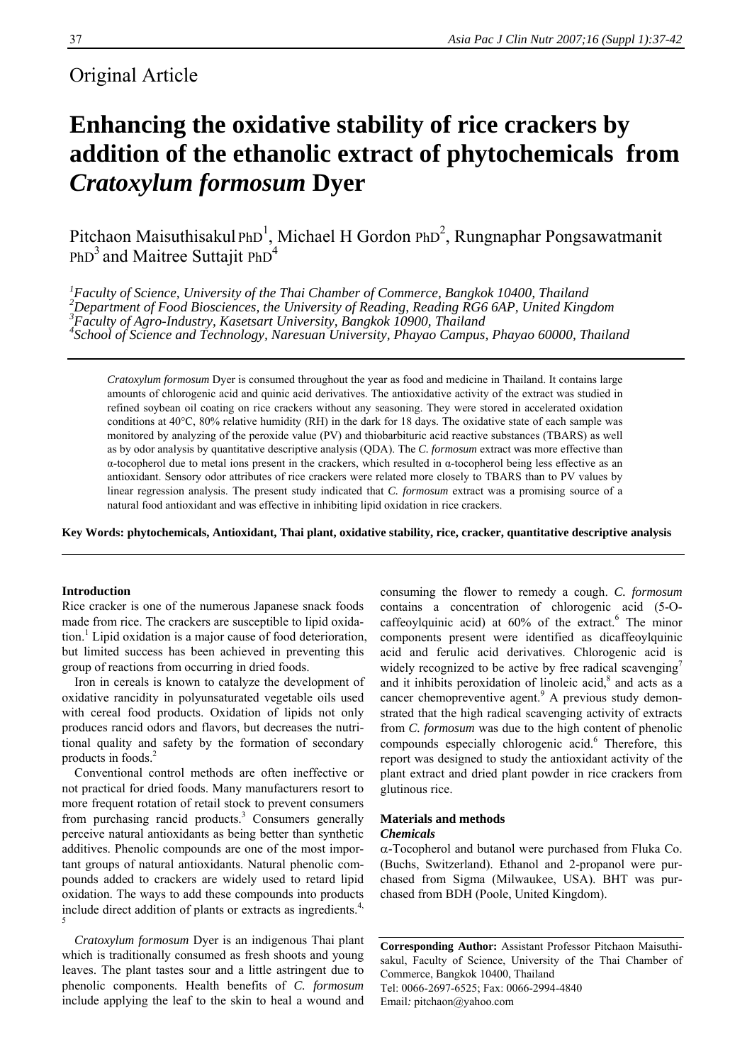Original Article

# Enhancing the oxidative stability of rice crackers by addition of the ethanolic extract of phytochemicals from *Cratoxylum formosum* Dyer

Pitchaon Maisuthisakul PhD[1], Michael H Gordon PhD[2], Rungnaphar Pongsawatmanit PhD[3] and Maitree Suttajit PhD[4]

[1]*Faculty of Science, University of the Thai Chamber of Commerce, Bangkok 10400, Thailand*
[2]*Department of Food Biosciences, the University of Reading, Reading RG6 6AP, United Kingdom*
[3]*Faculty of Agro-Industry, Kasetsart University, Bangkok 10900, Thailand*
[4]*School of Science and Technology, Naresuan University, Phayao Campus, Phayao 60000, Thailand*

*Cratoxylum formosum* Dyer is consumed throughout the year as food and medicine in Thailand. It contains large amounts of chlorogenic acid and quinic acid derivatives. The antioxidative activity of the extract was studied in refined soybean oil coating on rice crackers without any seasoning. They were stored in accelerated oxidation conditions at 40°C, 80% relative humidity (RH) in the dark for 18 days. The oxidative state of each sample was monitored by analyzing of the peroxide value (PV) and thiobarbituric acid reactive substances (TBARS) as well as by odor analysis by quantitative descriptive analysis (QDA). The *C. formosum* extract was more effective than α-tocopherol due to metal ions present in the crackers, which resulted in α-tocopherol being less effective as an antioxidant. Sensory odor attributes of rice crackers were related more closely to TBARS than to PV values by linear regression analysis. The present study indicated that *C. formosum* extract was a promising source of a natural food antioxidant and was effective in inhibiting lipid oxidation in rice crackers.

**Key Words: phytochemicals, Antioxidant, Thai plant, oxidative stability, rice, cracker, quantitative descriptive analysis**

## Introduction

Rice cracker is one of the numerous Japanese snack foods made from rice. The crackers are susceptible to lipid oxidation.[1] Lipid oxidation is a major cause of food deterioration, but limited success has been achieved in preventing this group of reactions from occurring in dried foods.

Iron in cereals is known to catalyze the development of oxidative rancidity in polyunsaturated vegetable oils used with cereal food products. Oxidation of lipids not only produces rancid odors and flavors, but decreases the nutritional quality and safety by the formation of secondary products in foods.[2]

Conventional control methods are often ineffective or not practical for dried foods. Many manufacturers resort to more frequent rotation of retail stock to prevent consumers from purchasing rancid products.[3] Consumers generally perceive natural antioxidants as being better than synthetic additives. Phenolic compounds are one of the most important groups of natural antioxidants. Natural phenolic compounds added to crackers are widely used to retard lipid oxidation. The ways to add these compounds into products include direct addition of plants or extracts as ingredients.[4,5]

*Cratoxylum formosum* Dyer is an indigenous Thai plant which is traditionally consumed as fresh shoots and young leaves. The plant tastes sour and a little astringent due to phenolic components. Health benefits of *C. formosum* include applying the leaf to the skin to heal a wound and consuming the flower to remedy a cough. *C. formosum* contains a concentration of chlorogenic acid (5-O-caffeoylquinic acid) at 60% of the extract.[6] The minor components present were identified as dicaffeoylquinic acid and ferulic acid derivatives. Chlorogenic acid is widely recognized to be active by free radical scavenging[7] and it inhibits peroxidation of linoleic acid,[8] and acts as a cancer chemopreventive agent.[9] A previous study demonstrated that the high radical scavenging activity of extracts from *C. formosum* was due to the high content of phenolic compounds especially chlorogenic acid.[6] Therefore, this report was designed to study the antioxidant activity of the plant extract and dried plant powder in rice crackers from glutinous rice.

## Materials and methods

### *Chemicals*

α-Tocopherol and butanol were purchased from Fluka Co. (Buchs, Switzerland). Ethanol and 2-propanol were purchased from Sigma (Milwaukee, USA). BHT was purchased from BDH (Poole, United Kingdom).

**Corresponding Author:** Assistant Professor Pitchaon Maisuthisakul, Faculty of Science, University of the Thai Chamber of Commerce, Bangkok 10400, Thailand
Tel: 0066-2697-6525; Fax: 0066-2994-4840
Email: pitchaon@yahoo.com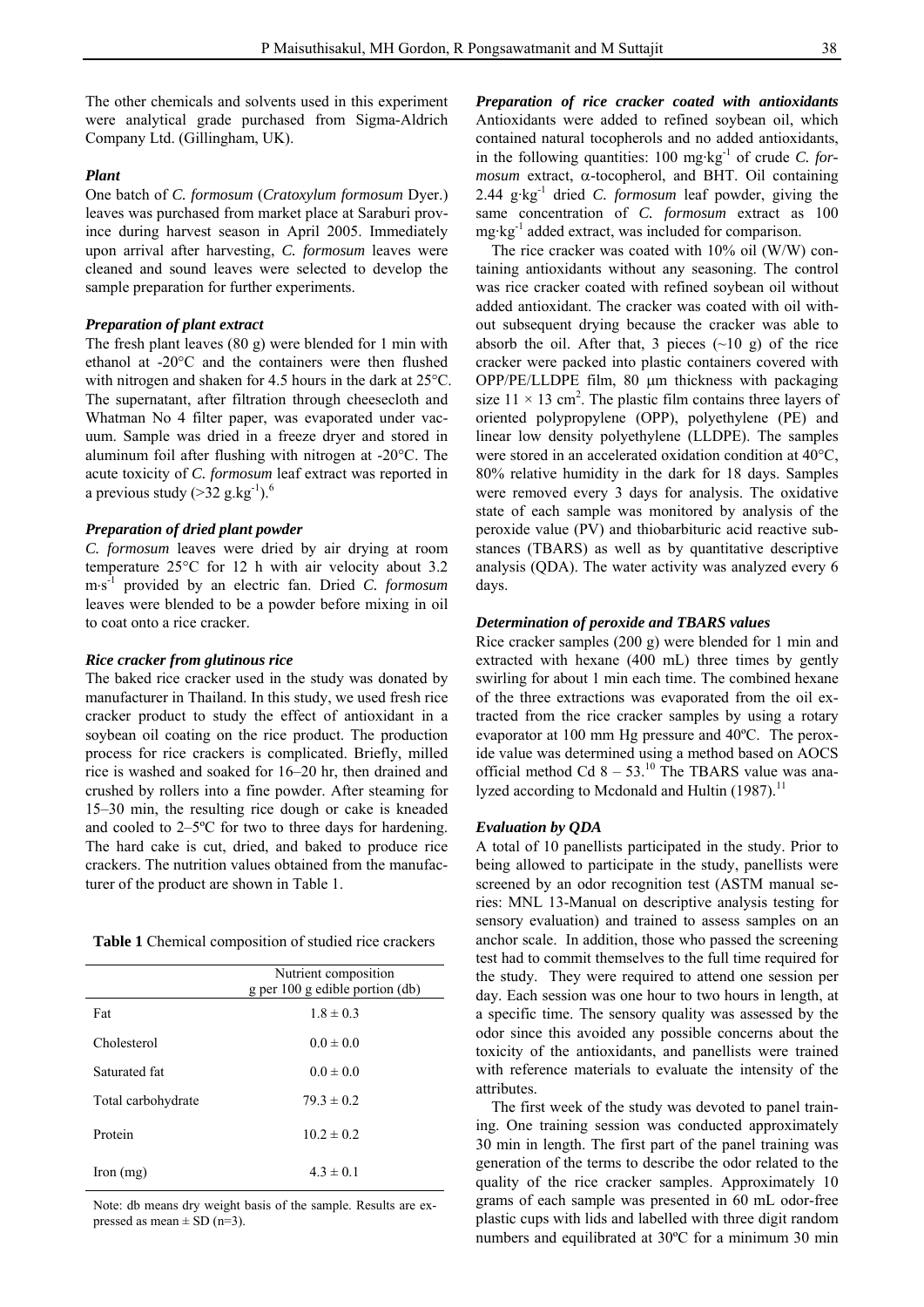The other chemicals and solvents used in this experiment were analytical grade purchased from Sigma-Aldrich Company Ltd. (Gillingham, UK).

### *Plant*

One batch of *C. formosum* (*Cratoxylum formosum* Dyer.) leaves was purchased from market place at Saraburi province during harvest season in April 2005. Immediately upon arrival after harvesting, *C. formosum* leaves were cleaned and sound leaves were selected to develop the sample preparation for further experiments.

### *Preparation of plant extract*

The fresh plant leaves (80 g) were blended for 1 min with ethanol at -20°C and the containers were then flushed with nitrogen and shaken for 4.5 hours in the dark at 25°C. The supernatant, after filtration through cheesecloth and Whatman No 4 filter paper, was evaporated under vacuum. Sample was dried in a freeze dryer and stored in aluminum foil after flushing with nitrogen at -20°C. The acute toxicity of *C. formosum* leaf extract was reported in a previous study (>32 $g.kg^{-1}$).[6]

### *Preparation of dried plant powder*

*C. formosum* leaves were dried by air drying at room temperature 25°C for 12 h with air velocity about 3.2 $m{\cdot}s^{-1}$ provided by an electric fan. Dried *C. formosum* leaves were blended to be a powder before mixing in oil to coat onto a rice cracker.

### *Rice cracker from glutinous rice*

The baked rice cracker used in the study was donated by manufacturer in Thailand. In this study, we used fresh rice cracker product to study the effect of antioxidant in a soybean oil coating on the rice product. The production process for rice crackers is complicated. Briefly, milled rice is washed and soaked for 16–20 hr, then drained and crushed by rollers into a fine powder. After steaming for 15–30 min, the resulting rice dough or cake is kneaded and cooled to 2–5ºC for two to three days for hardening. The hard cake is cut, dried, and baked to produce rice crackers. The nutrition values obtained from the manufacturer of the product are shown in Table 1.

**Table 1** Chemical composition of studied rice crackers

| | Nutrient composition g per 100 g edible portion (db) |
|---|---|
| Fat | 1.8 ± 0.3 |
| Cholesterol | 0.0 ± 0.0 |
| Saturated fat | 0.0 ± 0.0 |
| Total carbohydrate | 79.3 ± 0.2 |
| Protein | 10.2 ± 0.2 |
| Iron (mg) | 4.3 ± 0.1 |

Note: db means dry weight basis of the sample. Results are expressed as mean ± SD (n=3).

### *Preparation of rice cracker coated with antioxidants*

Antioxidants were added to refined soybean oil, which contained natural tocopherols and no added antioxidants, in the following quantities: 100 $mg{\cdot}kg^{-1}$ of crude *C. formosum* extract, $\alpha$-tocopherol, and BHT. Oil containing 2.44 $g{\cdot}kg^{-1}$ dried *C. formosum* leaf powder, giving the same concentration of *C. formosum* extract as 100 $mg{\cdot}kg^{-1}$ added extract, was included for comparison.

The rice cracker was coated with 10% oil (W/W) containing antioxidants without any seasoning. The control was rice cracker coated with refined soybean oil without added antioxidant. The cracker was coated with oil without subsequent drying because the cracker was able to absorb the oil. After that, 3 pieces (~10 g) of the rice cracker were packed into plastic containers covered with OPP/PE/LLDPE film, 80 μm thickness with packaging size 11 × 13 $cm^2$. The plastic film contains three layers of oriented polypropylene (OPP), polyethylene (PE) and linear low density polyethylene (LLDPE). The samples were stored in an accelerated oxidation condition at 40°C, 80% relative humidity in the dark for 18 days. Samples were removed every 3 days for analysis. The oxidative state of each sample was monitored by analysis of the peroxide value (PV) and thiobarbituric acid reactive substances (TBARS) as well as by quantitative descriptive analysis (QDA). The water activity was analyzed every 6 days.

### *Determination of peroxide and TBARS values*

Rice cracker samples (200 g) were blended for 1 min and extracted with hexane (400 mL) three times by gently swirling for about 1 min each time. The combined hexane of the three extractions was evaporated from the oil extracted from the rice cracker samples by using a rotary evaporator at 100 mm Hg pressure and 40ºC. The peroxide value was determined using a method based on AOCS official method Cd 8 – 53.[10] The TBARS value was analyzed according to Mcdonald and Hultin (1987).[11]

### *Evaluation by QDA*

A total of 10 panellists participated in the study. Prior to being allowed to participate in the study, panellists were screened by an odor recognition test (ASTM manual series: MNL 13-Manual on descriptive analysis testing for sensory evaluation) and trained to assess samples on an anchor scale. In addition, those who passed the screening test had to commit themselves to the full time required for the study. They were required to attend one session per day. Each session was one hour to two hours in length, at a specific time. The sensory quality was assessed by the odor since this avoided any possible concerns about the toxicity of the antioxidants, and panellists were trained with reference materials to evaluate the intensity of the attributes.

The first week of the study was devoted to panel training. One training session was conducted approximately 30 min in length. The first part of the panel training was generation of the terms to describe the odor related to the quality of the rice cracker samples. Approximately 10 grams of each sample was presented in 60 mL odor-free plastic cups with lids and labelled with three digit random numbers and equilibrated at 30ºC for a minimum 30 min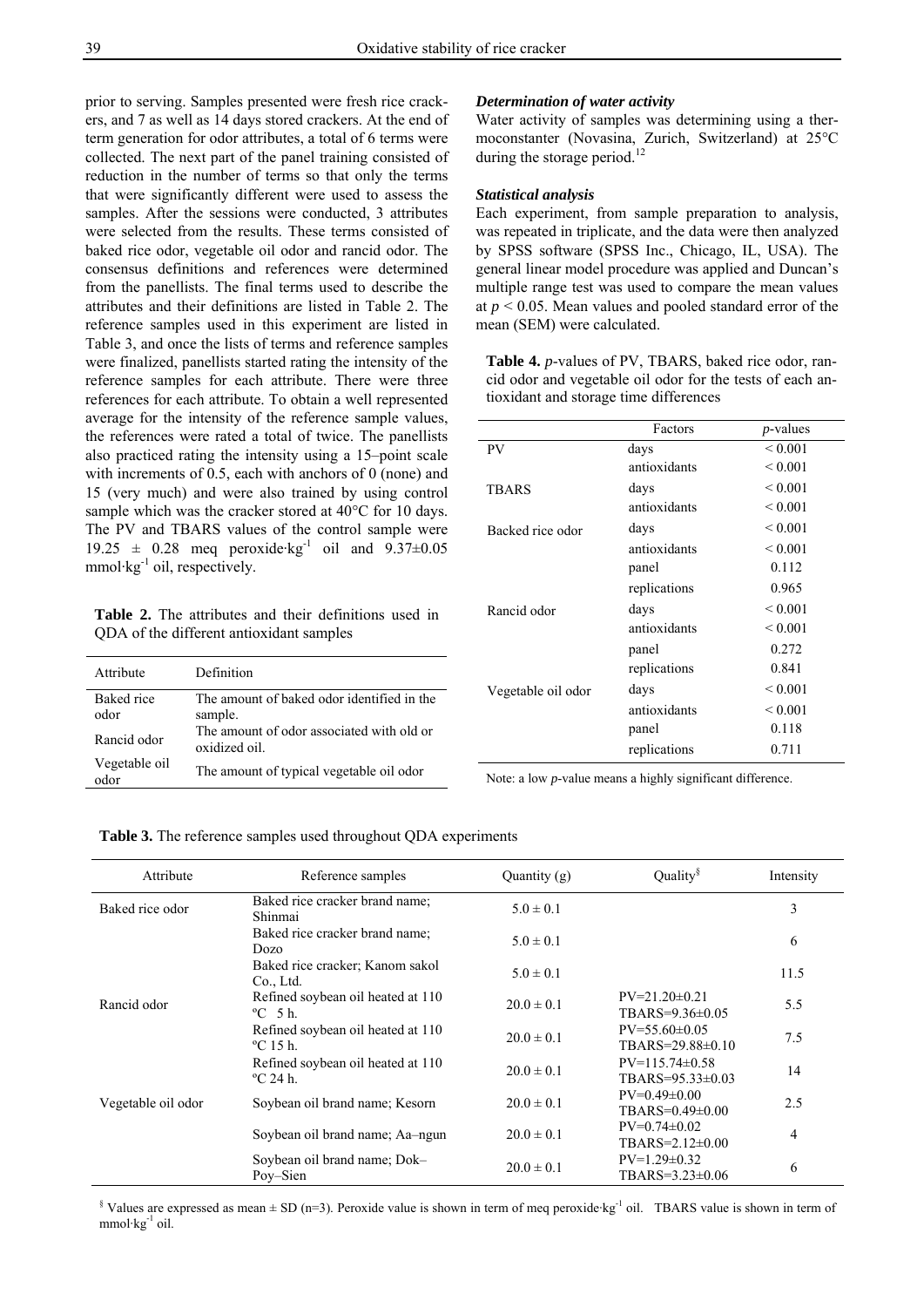prior to serving. Samples presented were fresh rice crackers, and 7 as well as 14 days stored crackers. At the end of term generation for odor attributes, a total of 6 terms were collected. The next part of the panel training consisted of reduction in the number of terms so that only the terms that were significantly different were used to assess the samples. After the sessions were conducted, 3 attributes were selected from the results. These terms consisted of baked rice odor, vegetable oil odor and rancid odor. The consensus definitions and references were determined from the panellists. The final terms used to describe the attributes and their definitions are listed in Table 2. The reference samples used in this experiment are listed in Table 3, and once the lists of terms and reference samples were finalized, panellists started rating the intensity of the reference samples for each attribute. There were three references for each attribute. To obtain a well represented average for the intensity of the reference sample values, the references were rated a total of twice. The panellists also practiced rating the intensity using a 15–point scale with increments of 0.5, each with anchors of 0 (none) and 15 (very much) and were also trained by using control sample which was the cracker stored at 40°C for 10 days. The PV and TBARS values of the control sample were 19.25 ± 0.28 meq peroxide·kg$^{-1}$ oil and 9.37±0.05 mmol·kg$^{-1}$ oil, respectively.

**Table 2.** The attributes and their definitions used in QDA of the different antioxidant samples

| Attribute | Definition |
|---|---|
| Baked rice odor | The amount of baked odor identified in the sample. |
| Rancid odor | The amount of odor associated with old or oxidized oil. |
| Vegetable oil odor | The amount of typical vegetable oil odor |

### *Determination of water activity*

Water activity of samples was determining using a thermoconstanter (Novasina, Zurich, Switzerland) at 25°C during the storage period.[12]

### *Statistical analysis*

Each experiment, from sample preparation to analysis, was repeated in triplicate, and the data were then analyzed by SPSS software (SPSS Inc., Chicago, IL, USA). The general linear model procedure was applied and Duncan's multiple range test was used to compare the mean values at $p < 0.05$. Mean values and pooled standard error of the mean (SEM) were calculated.

**Table 4.** *p*-values of PV, TBARS, baked rice odor, rancid odor and vegetable oil odor for the tests of each antioxidant and storage time differences

| | Factors | *p*-values |
|---|---|---|
| PV | days | < 0.001 |
| | antioxidants | < 0.001 |
| TBARS | days | < 0.001 |
| | antioxidants | < 0.001 |
| Backed rice odor | days | < 0.001 |
| | antioxidants | < 0.001 |
| | panel | 0.112 |
| | replications | 0.965 |
| Rancid odor | days | < 0.001 |
| | antioxidants | < 0.001 |
| | panel | 0.272 |
| | replications | 0.841 |
| Vegetable oil odor | days | < 0.001 |
| | antioxidants | < 0.001 |
| | panel | 0.118 |
| | replications | 0.711 |

Note: a low *p*-value means a highly significant difference.

**Table 3.** The reference samples used throughout QDA experiments

| Attribute | Reference samples | Quantity (g) | Quality[§] | Intensity |
|---|---|---|---|---|
| Baked rice odor | Baked rice cracker brand name; Shinmai | 5.0 ± 0.1 | | 3 |
| | Baked rice cracker brand name; Dozo | 5.0 ± 0.1 | | 6 |
| | Baked rice cracker; Kanom sakol Co., Ltd. | 5.0 ± 0.1 | | 11.5 |
| Rancid odor | Refined soybean oil heated at 110 ºC 5 h. | 20.0 ± 0.1 | PV=21.20±0.21 TBARS=9.36±0.05 | 5.5 |
| | Refined soybean oil heated at 110 ºC 15 h. | 20.0 ± 0.1 | PV=55.60±0.05 TBARS=29.88±0.10 | 7.5 |
| | Refined soybean oil heated at 110 ºC 24 h. | 20.0 ± 0.1 | PV=115.74±0.58 TBARS=95.33±0.03 | 14 |
| Vegetable oil odor | Soybean oil brand name; Kesorn | 20.0 ± 0.1 | PV=0.49±0.00 TBARS=0.49±0.00 | 2.5 |
| | Soybean oil brand name; Aa–ngun | 20.0 ± 0.1 | PV=0.74±0.02 TBARS=2.12±0.00 | 4 |
| | Soybean oil brand name; Dok–Poy–Sien | 20.0 ± 0.1 | PV=1.29±0.32 TBARS=3.23±0.06 | 6 |

[§] Values are expressed as mean ± SD (n=3). Peroxide value is shown in term of meq peroxide·kg$^{-1}$ oil. TBARS value is shown in term of mmol·kg$^{-1}$ oil.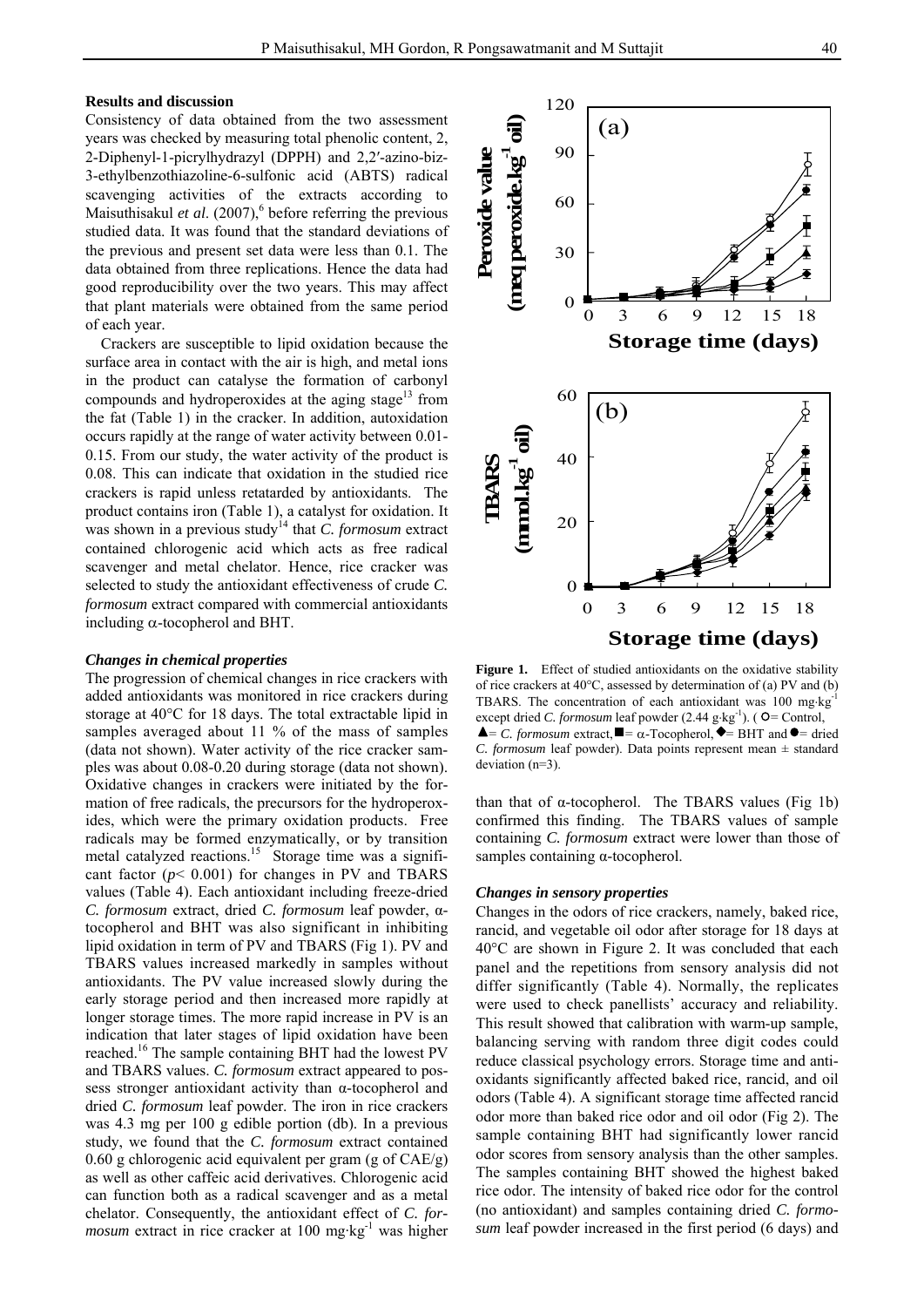## Results and discussion

Consistency of data obtained from the two assessment years was checked by measuring total phenolic content, 2, 2-Diphenyl-1-picrylhydrazyl (DPPH) and 2,2′-azino-biz-3-ethylbenzothiazoline-6-sulfonic acid (ABTS) radical scavenging activities of the extracts according to Maisuthisakul *et al.* (2007),[6] before referring the previous studied data. It was found that the standard deviations of the previous and present set data were less than 0.1. The data obtained from three replications. Hence the data had good reproducibility over the two years. This may affect that plant materials were obtained from the same period of each year.

Crackers are susceptible to lipid oxidation because the surface area in contact with the air is high, and metal ions in the product can catalyse the formation of carbonyl compounds and hydroperoxides at the aging stage[13] from the fat (Table 1) in the cracker. In addition, autoxidation occurs rapidly at the range of water activity between 0.01-0.15. From our study, the water activity of the product is 0.08. This can indicate that oxidation in the studied rice crackers is rapid unless retatarded by antioxidants. The product contains iron (Table 1), a catalyst for oxidation. It was shown in a previous study[14] that *C. formosum* extract contained chlorogenic acid which acts as free radical scavenger and metal chelator. Hence, rice cracker was selected to study the antioxidant effectiveness of crude *C. formosum* extract compared with commercial antioxidants including α-tocopherol and BHT.

### *Changes in chemical properties*

The progression of chemical changes in rice crackers with added antioxidants was monitored in rice crackers during storage at 40°C for 18 days. The total extractable lipid in samples averaged about 11 % of the mass of samples (data not shown). Water activity of the rice cracker samples was about 0.08-0.20 during storage (data not shown). Oxidative changes in crackers were initiated by the formation of free radicals, the precursors for the hydroperoxides, which were the primary oxidation products. Free radicals may be formed enzymatically, or by transition metal catalyzed reactions.[15] Storage time was a significant factor ($p < 0.001$) for changes in PV and TBARS values (Table 4). Each antioxidant including freeze-dried *C. formosum* extract, dried *C. formosum* leaf powder, α-tocopherol and BHT was also significant in inhibiting lipid oxidation in term of PV and TBARS (Fig 1). PV and TBARS values increased markedly in samples without antioxidants. The PV value increased slowly during the early storage period and then increased more rapidly at longer storage times. The more rapid increase in PV is an indication that later stages of lipid oxidation have been reached.[16] The sample containing BHT had the lowest PV and TBARS values. *C. formosum* extract appeared to possess stronger antioxidant activity than α-tocopherol and dried *C. formosum* leaf powder. The iron in rice crackers was 4.3 mg per 100 g edible portion (db). In a previous study, we found that the *C. formosum* extract contained 0.60 g chlorogenic acid equivalent per gram (g of CAE/g) as well as other caffeic acid derivatives. Chlorogenic acid can function both as a radical scavenger and as a metal chelator. Consequently, the antioxidant effect of *C. formosum* extract in rice cracker at 100 mg·kg$^{-1}$ was higher than that of α-tocopherol. The TBARS values (Fig 1b) confirmed this finding. The TBARS values of sample containing *C. formosum* extract were lower than those of samples containing α-tocopherol.

**Figure 1.** Effect of studied antioxidants on the oxidative stability of rice crackers at 40°C, assessed by determination of (a) PV and (b) TBARS. The concentration of each antioxidant was 100 mg·kg$^{-1}$ except dried *C. formosum* leaf powder (2.44 g·kg$^{-1}$). (○= Control, ▲= *C. formosum* extract, ■= α-Tocopherol, ◆= BHT and ●= dried *C. formosum* leaf powder). Data points represent mean ± standard deviation (n=3).

### *Changes in sensory properties*

Changes in the odors of rice crackers, namely, baked rice, rancid, and vegetable oil odor after storage for 18 days at 40°C are shown in Figure 2. It was concluded that each panel and the repetitions from sensory analysis did not differ significantly (Table 4). Normally, the replicates were used to check panellists' accuracy and reliability. This result showed that calibration with warm-up sample, balancing serving with random three digit codes could reduce classical psychology errors. Storage time and antioxidants significantly affected baked rice, rancid, and oil odors (Table 4). A significant storage time affected rancid odor more than baked rice odor and oil odor (Fig 2). The sample containing BHT had significantly lower rancid odor scores from sensory analysis than the other samples. The samples containing BHT showed the highest baked rice odor. The intensity of baked rice odor for the control (no antioxidant) and samples containing dried *C. formosum* leaf powder increased in the first period (6 days) and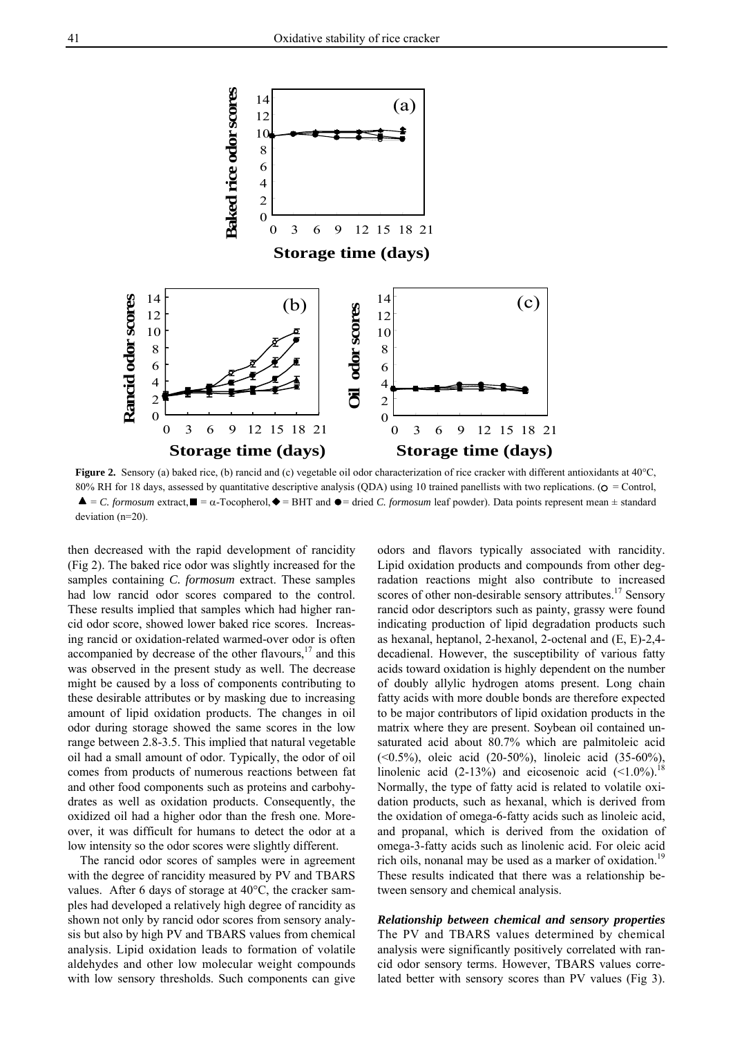**Figure 2.** Sensory (a) baked rice, (b) rancid and (c) vegetable oil odor characterization of rice cracker with different antioxidants at 40°C, 80% RH for 18 days, assessed by quantitative descriptive analysis (QDA) using 10 trained panellists with two replications. (○ = Control, ▲ = *C. formosum* extract, ■ = α-Tocopherol, ◆ = BHT and ● = dried *C. formosum* leaf powder). Data points represent mean ± standard deviation (n=20).

then decreased with the rapid development of rancidity (Fig 2). The baked rice odor was slightly increased for the samples containing *C. formosum* extract. These samples had low rancid odor scores compared to the control. These results implied that samples which had higher rancid odor score, showed lower baked rice scores. Increasing rancid or oxidation-related warmed-over odor is often accompanied by decrease of the other flavours,[17] and this was observed in the present study as well. The decrease might be caused by a loss of components contributing to these desirable attributes or by masking due to increasing amount of lipid oxidation products. The changes in oil odor during storage showed the same scores in the low range between 2.8-3.5. This implied that natural vegetable oil had a small amount of odor. Typically, the odor of oil comes from products of numerous reactions between fat and other food components such as proteins and carbohydrates as well as oxidation products. Consequently, the oxidized oil had a higher odor than the fresh one. Moreover, it was difficult for humans to detect the odor at a low intensity so the odor scores were slightly different.

The rancid odor scores of samples were in agreement with the degree of rancidity measured by PV and TBARS values. After 6 days of storage at 40°C, the cracker samples had developed a relatively high degree of rancidity as shown not only by rancid odor scores from sensory analysis but also by high PV and TBARS values from chemical analysis. Lipid oxidation leads to formation of volatile aldehydes and other low molecular weight compounds with low sensory thresholds. Such components can give odors and flavors typically associated with rancidity. Lipid oxidation products and compounds from other degradation reactions might also contribute to increased scores of other non-desirable sensory attributes.[17] Sensory rancid odor descriptors such as painty, grassy were found indicating production of lipid degradation products such as hexanal, heptanol, 2-hexanol, 2-octenal and (E, E)-2,4-decadienal. However, the susceptibility of various fatty acids toward oxidation is highly dependent on the number of doubly allylic hydrogen atoms present. Long chain fatty acids with more double bonds are therefore expected to be major contributors of lipid oxidation products in the matrix where they are present. Soybean oil contained unsaturated acid about 80.7% which are palmitoleic acid (<0.5%), oleic acid (20-50%), linoleic acid (35-60%), linolenic acid (2-13%) and eicosenoic acid (<1.0%).[18] Normally, the type of fatty acid is related to volatile oxidation products, such as hexanal, which is derived from the oxidation of omega-6-fatty acids such as linoleic acid, and propanal, which is derived from the oxidation of omega-3-fatty acids such as linolenic acid. For oleic acid rich oils, nonanal may be used as a marker of oxidation.[19] These results indicated that there was a relationship between sensory and chemical analysis.

***Relationship between chemical and sensory properties***

The PV and TBARS values determined by chemical analysis were significantly positively correlated with rancid odor sensory terms. However, TBARS values correlated better with sensory scores than PV values (Fig 3).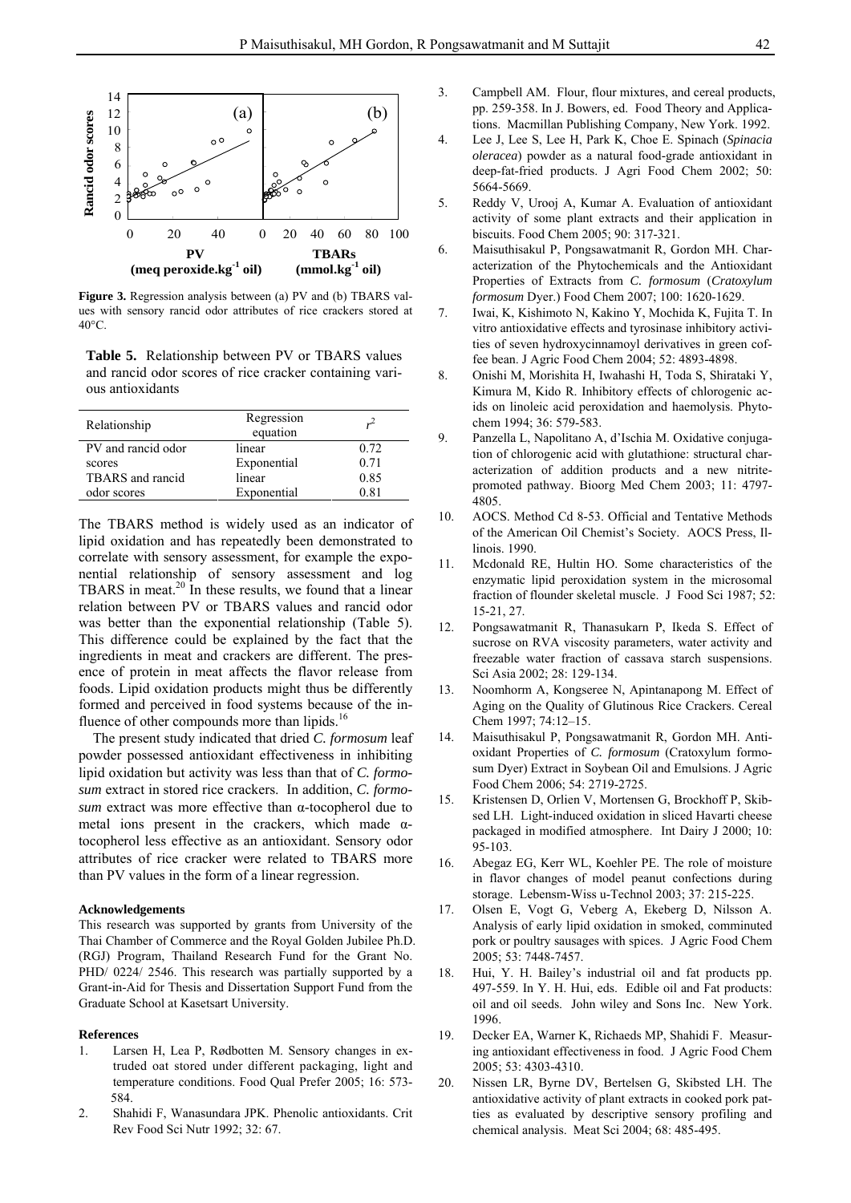Rancid odor scores

14
12
10
8
6
4
2
0

0 20 40

(a)

PV
(meq peroxide.kg$^{-1}$ oil)

0 20 40 60 80 100

(b)

TBARs
(mmol.kg$^{-1}$ oil)

**Figure 3.** Regression analysis between (a) PV and (b) TBARS values with sensory rancid odor attributes of rice crackers stored at 40°C.

**Table 5.** Relationship between PV or TBARS values and rancid odor scores of rice cracker containing various antioxidants

| Relationship | Regression equation | $r^2$ |
|---|---|---|
| PV and rancid odor scores | linear | 0.72 |
| | Exponential | 0.71 |
| TBARS and rancid odor scores | linear | 0.85 |
| | Exponential | 0.81 |

The TBARS method is widely used as an indicator of lipid oxidation and has repeatedly been demonstrated to correlate with sensory assessment, for example the exponential relationship of sensory assessment and log TBARS in meat.[20] In these results, we found that a linear relation between PV or TBARS values and rancid odor was better than the exponential relationship (Table 5). This difference could be explained by the fact that the ingredients in meat and crackers are different. The presence of protein in meat affects the flavor release from foods. Lipid oxidation products might thus be differently formed and perceived in food systems because of the influence of other compounds more than lipids.[16]

The present study indicated that dried *C. formosum* leaf powder possessed antioxidant effectiveness in inhibiting lipid oxidation but activity was less than that of *C. formosum* extract in stored rice crackers. In addition, *C. formosum* extract was more effective than α-tocopherol due to metal ions present in the crackers, which made α-tocopherol less effective as an antioxidant. Sensory odor attributes of rice cracker were related to TBARS more than PV values in the form of a linear regression.

#### Acknowledgements

This research was supported by grants from University of the Thai Chamber of Commerce and the Royal Golden Jubilee Ph.D. (RGJ) Program, Thailand Research Fund for the Grant No. PHD/ 0224/ 2546. This research was partially supported by a Grant-in-Aid for Thesis and Dissertation Support Fund from the Graduate School at Kasetsart University.

#### References

1. Larsen H, Lea P, Rødbotten M. Sensory changes in extruded oat stored under different packaging, light and temperature conditions. Food Qual Prefer 2005; 16: 573-584.
2. Shahidi F, Wanasundara JPK. Phenolic antioxidants. Crit Rev Food Sci Nutr 1992; 32: 67.
3. Campbell AM. Flour, flour mixtures, and cereal products, pp. 259-358. In J. Bowers, ed. Food Theory and Applications. Macmillan Publishing Company, New York. 1992.
4. Lee J, Lee S, Lee H, Park K, Choe E. Spinach (*Spinacia oleracea*) powder as a natural food-grade antioxidant in deep-fat-fried products. J Agri Food Chem 2002; 50: 5664-5669.
5. Reddy V, Urooj A, Kumar A. Evaluation of antioxidant activity of some plant extracts and their application in biscuits. Food Chem 2005; 90: 317-321.
6. Maisuthisakul P, Pongsawatmanit R, Gordon MH. Characterization of the Phytochemicals and the Antioxidant Properties of Extracts from *C. formosum* (*Cratoxylum formosum* Dyer.) Food Chem 2007; 100: 1620-1629.
7. Iwai, K, Kishimoto N, Kakino Y, Mochida K, Fujita T. In vitro antioxidative effects and tyrosinase inhibitory activities of seven hydroxycinnamoyl derivatives in green coffee bean. J Agric Food Chem 2004; 52: 4893-4898.
8. Onishi M, Morishita H, Iwahashi H, Toda S, Shirataki Y, Kimura M, Kido R. Inhibitory effects of chlorogenic acids on linoleic acid peroxidation and haemolysis. Phytochem 1994; 36: 579-583.
9. Panzella L, Napolitano A, d'Ischia M. Oxidative conjugation of chlorogenic acid with glutathione: structural characterization of addition products and a new nitrite-promoted pathway. Bioorg Med Chem 2003; 11: 4797-4805.
10. AOCS. Method Cd 8-53. Official and Tentative Methods of the American Oil Chemist's Society. AOCS Press, Illinois. 1990.
11. Mcdonald RE, Hultin HO. Some characteristics of the enzymatic lipid peroxidation system in the microsomal fraction of flounder skeletal muscle. J Food Sci 1987; 52: 15-21, 27.
12. Pongsawatmanit R, Thanasukarn P, Ikeda S. Effect of sucrose on RVA viscosity parameters, water activity and freezable water fraction of cassava starch suspensions. Sci Asia 2002; 28: 129-134.
13. Noomhorm A, Kongseree N, Apintanapong M. Effect of Aging on the Quality of Glutinous Rice Crackers. Cereal Chem 1997; 74:12–15.
14. Maisuthisakul P, Pongsawatmanit R, Gordon MH. Antioxidant Properties of *C. formosum* (Cratoxylum formosum Dyer) Extract in Soybean Oil and Emulsions. J Agric Food Chem 2006; 54: 2719-2725.
15. Kristensen D, Orlien V, Mortensen G, Brockhoff P, Skibsed LH. Light-induced oxidation in sliced Havarti cheese packaged in modified atmosphere. Int Dairy J 2000; 10: 95-103.
16. Abegaz EG, Kerr WL, Koehler PE. The role of moisture in flavor changes of model peanut confections during storage. Lebensm-Wiss u-Technol 2003; 37: 215-225.
17. Olsen E, Vogt G, Veberg A, Ekeberg D, Nilsson A. Analysis of early lipid oxidation in smoked, comminuted pork or poultry sausages with spices. J Agric Food Chem 2005; 53: 7448-7457.
18. Hui, Y. H. Bailey's industrial oil and fat products pp. 497-559. In Y. H. Hui, eds. Edible oil and Fat products: oil and oil seeds. John wiley and Sons Inc. New York. 1996.
19. Decker EA, Warner K, Richaeds MP, Shahidi F. Measuring antioxidant effectiveness in food. J Agric Food Chem 2005; 53: 4303-4310.
20. Nissen LR, Byrne DV, Bertelsen G, Skibsted LH. The antioxidative activity of plant extracts in cooked pork patties as evaluated by descriptive sensory profiling and chemical analysis. Meat Sci 2004; 68: 485-495.